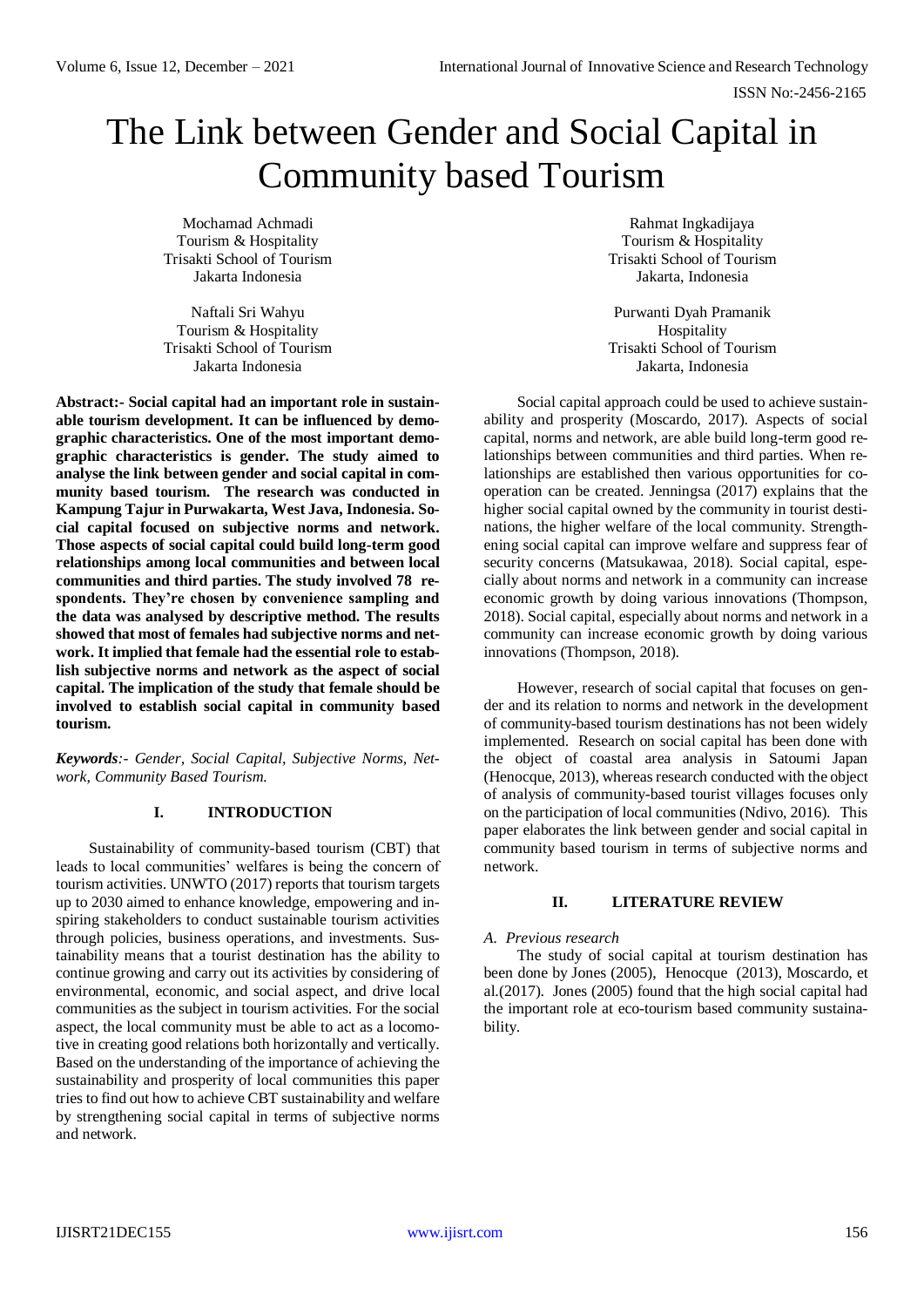# The Link between Gender and Social Capital in Community based Tourism

Mochamad Achmadi
Tourism & Hospitality
Trisakti School of Tourism
Jakarta Indonesia

Naftali Sri Wahyu
Tourism & Hospitality
Trisakti School of Tourism
Jakarta Indonesia

Rahmat Ingkadijaya
Tourism & Hospitality
Trisakti School of Tourism
Jakarta, Indonesia

Purwanti Dyah Pramanik
Hospitality
Trisakti School of Tourism
Jakarta, Indonesia

**Abstract:- Social capital had an important role in sustainable tourism development. It can be influenced by demographic characteristics. One of the most important demographic characteristics is gender. The study aimed to analyse the link between gender and social capital in community based tourism. The research was conducted in Kampung Tajur in Purwakarta, West Java, Indonesia. Social capital focused on subjective norms and network. Those aspects of social capital could build long-term good relationships among local communities and between local communities and third parties. The study involved 78 respondents. They're chosen by convenience sampling and the data was analysed by descriptive method. The results showed that most of females had subjective norms and network. It implied that female had the essential role to establish subjective norms and network as the aspect of social capital. The implication of the study that female should be involved to establish social capital in community based tourism.**

***Keywords***:- *Gender, Social Capital, Subjective Norms, Network, Community Based Tourism.*

## I. INTRODUCTION

Sustainability of community-based tourism (CBT) that leads to local communities' welfares is being the concern of tourism activities. UNWTO (2017) reports that tourism targets up to 2030 aimed to enhance knowledge, empowering and inspiring stakeholders to conduct sustainable tourism activities through policies, business operations, and investments. Sustainability means that a tourist destination has the ability to continue growing and carry out its activities by considering of environmental, economic, and social aspect, and drive local communities as the subject in tourism activities. For the social aspect, the local community must be able to act as a locomotive in creating good relations both horizontally and vertically. Based on the understanding of the importance of achieving the sustainability and prosperity of local communities this paper tries to find out how to achieve CBT sustainability and welfare by strengthening social capital in terms of subjective norms and network.

Social capital approach could be used to achieve sustainability and prosperity (Moscardo, 2017). Aspects of social capital, norms and network, are able build long-term good relationships between communities and third parties. When relationships are established then various opportunities for cooperation can be created. Jenningsa (2017) explains that the higher social capital owned by the community in tourist destinations, the higher welfare of the local community. Strengthening social capital can improve welfare and suppress fear of security concerns (Matsukawaa, 2018). Social capital, especially about norms and network in a community can increase economic growth by doing various innovations (Thompson, 2018). Social capital, especially about norms and network in a community can increase economic growth by doing various innovations (Thompson, 2018).

However, research of social capital that focuses on gender and its relation to norms and network in the development of community-based tourism destinations has not been widely implemented. Research on social capital has been done with the object of coastal area analysis in Satoumi Japan (Henocque, 2013), whereas research conducted with the object of analysis of community-based tourist villages focuses only on the participation of local communities (Ndivo, 2016). This paper elaborates the link between gender and social capital in community based tourism in terms of subjective norms and network.

## II. LITERATURE REVIEW

### *A. Previous research*

The study of social capital at tourism destination has been done by Jones (2005), Henocque (2013), Moscardo, et al.(2017). Jones (2005) found that the high social capital had the important role at eco-tourism based community sustainability.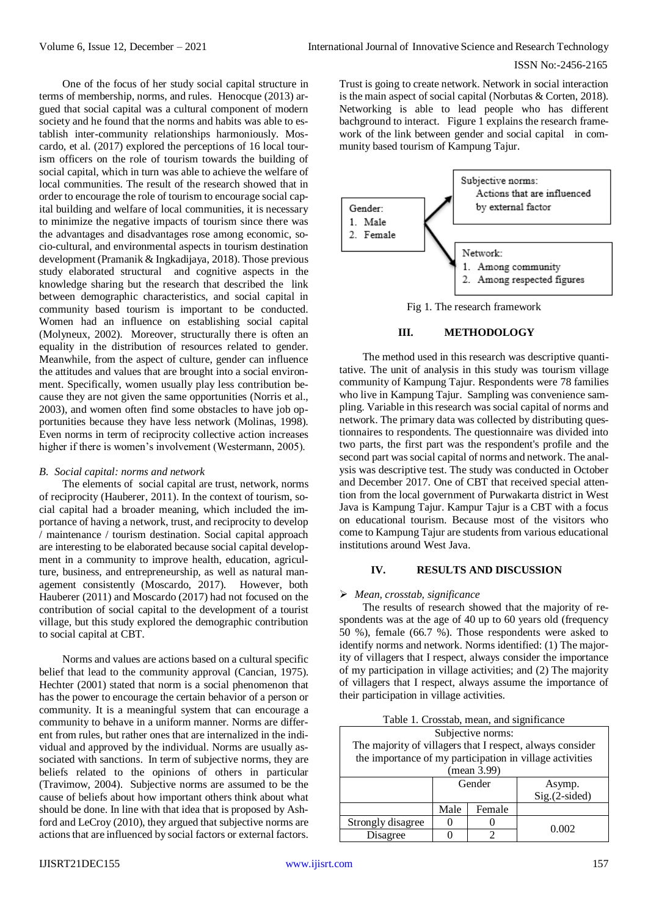One of the focus of her study social capital structure in terms of membership, norms, and rules. Henocque (2013) argued that social capital was a cultural component of modern society and he found that the norms and habits was able to establish inter-community relationships harmoniously. Moscardo, et al. (2017) explored the perceptions of 16 local tourism officers on the role of tourism towards the building of social capital, which in turn was able to achieve the welfare of local communities. The result of the research showed that in order to encourage the role of tourism to encourage social capital building and welfare of local communities, it is necessary to minimize the negative impacts of tourism since there was the advantages and disadvantages rose among economic, socio-cultural, and environmental aspects in tourism destination development (Pramanik & Ingkadijaya, 2018). Those previous study elaborated structural and cognitive aspects in the knowledge sharing but the research that described the link between demographic characteristics, and social capital in community based tourism is important to be conducted. Women had an influence on establishing social capital (Molyneux, 2002). Moreover, structurally there is often an equality in the distribution of resources related to gender. Meanwhile, from the aspect of culture, gender can influence the attitudes and values that are brought into a social environment. Specifically, women usually play less contribution because they are not given the same opportunities (Norris et al., 2003), and women often find some obstacles to have job opportunities because they have less network (Molinas, 1998). Even norms in term of reciprocity collective action increases higher if there is women's involvement (Westermann, 2005).

### *B. Social capital: norms and network*

The elements of social capital are trust, network, norms of reciprocity (Hauberer, 2011). In the context of tourism, social capital had a broader meaning, which included the importance of having a network, trust, and reciprocity to develop / maintenance / tourism destination. Social capital approach are interesting to be elaborated because social capital development in a community to improve health, education, agriculture, business, and entrepreneurship, as well as natural management consistently (Moscardo, 2017). However, both Hauberer (2011) and Moscardo (2017) had not focused on the contribution of social capital to the development of a tourist village, but this study explored the demographic contribution to social capital at CBT.

Norms and values are actions based on a cultural specific belief that lead to the community approval (Cancian, 1975). Hechter (2001) stated that norm is a social phenomenon that has the power to encourage the certain behavior of a person or community. It is a meaningful system that can encourage a community to behave in a uniform manner. Norms are different from rules, but rather ones that are internalized in the individual and approved by the individual. Norms are usually associated with sanctions. In term of subjective norms, they are beliefs related to the opinions of others in particular (Travimow, 2004). Subjective norms are assumed to be the cause of beliefs about how important others think about what should be done. In line with that idea that is proposed by Ashford and LeCroy (2010), they argued that subjective norms are actions that are influenced by social factors or external factors.

Trust is going to create network. Network in social interaction is the main aspect of social capital (Norbutas & Corten, 2018). Networking is able to lead people who has different bachground to interact. Figure 1 explains the research framework of the link between gender and social capital in community based tourism of Kampung Tajur.

Gender:
1. Male
2. Female

Subjective norms:
Actions that are influenced by external factor

Network:
1. Among community
2. Among respected figures

Fig 1. The research framework

## III. METHODOLOGY

The method used in this research was descriptive quantitative. The unit of analysis in this study was tourism village community of Kampung Tajur. Respondents were 78 families who live in Kampung Tajur. Sampling was convenience sampling. Variable in this research was social capital of norms and network. The primary data was collected by distributing questionnaires to respondents. The questionnaire was divided into two parts, the first part was the respondent's profile and the second part was social capital of norms and network. The analysis was descriptive test. The study was conducted in October and December 2017. One of CBT that received special attention from the local government of Purwakarta district in West Java is Kampung Tajur. Kampur Tajur is a CBT with a focus on educational tourism. Because most of the visitors who come to Kampung Tajur are students from various educational institutions around West Java.

## IV. RESULTS AND DISCUSSION

- *Mean, crosstab, significance*

The results of research showed that the majority of respondents was at the age of 40 up to 60 years old (frequency 50 %), female (66.7 %). Those respondents were asked to identify norms and network. Norms identified: (1) The majority of villagers that I respect, always consider the importance of my participation in village activities; and (2) The majority of villagers that I respect, always assume the importance of their participation in village activities.

Table 1. Crosstab, mean, and significance

| Subjective norms: The majority of villagers that I respect, always consider the importance of my participation in village activities (mean 3.99) | | | |
|---|---|---|---|
| | Gender | | Asymp. Sig.(2-sided) |
| | Male | Female | |
| Strongly disagree | 0 | 0 | 0.002 |
| Disagree | 0 | 2 | |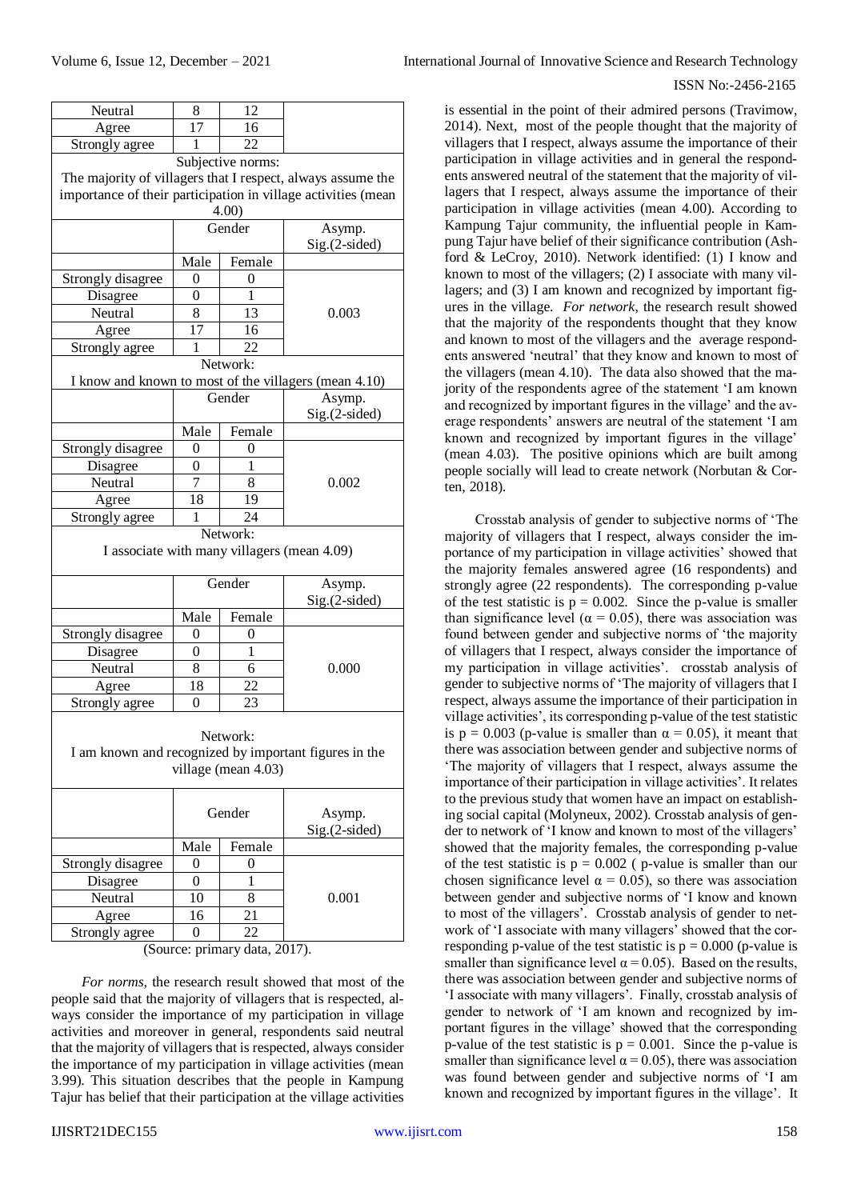| | | | |
|---|---|---|---|
| Neutral | 8 | 12 | |
| Agree | 17 | 16 | |
| Strongly agree | 1 | 22 | |
| Subjective norms: The majority of villagers that I respect, always assume the importance of their participation in village activities (mean 4.00) | | | |
| | Gender | | Asymp. Sig.(2-sided) |
| | Male | Female | |
| Strongly disagree | 0 | 0 | 0.003 |
| Disagree | 0 | 1 | |
| Neutral | 8 | 13 | |
| Agree | 17 | 16 | |
| Strongly agree | 1 | 22 | |
| Network: I know and known to most of the villagers (mean 4.10) | | | |
| | Gender | | Asymp. Sig.(2-sided) |
| | Male | Female | |
| Strongly disagree | 0 | 0 | 0.002 |
| Disagree | 0 | 1 | |
| Neutral | 7 | 8 | |
| Agree | 18 | 19 | |
| Strongly agree | 1 | 24 | |
| Network: I associate with many villagers (mean 4.09) | | | |
| | Gender | | Asymp. Sig.(2-sided) |
| | Male | Female | |
| Strongly disagree | 0 | 0 | 0.000 |
| Disagree | 0 | 1 | |
| Neutral | 8 | 6 | |
| Agree | 18 | 22 | |
| Strongly agree | 0 | 23 | |
| Network: I am known and recognized by important figures in the village (mean 4.03) | | | |
| | Gender | | Asymp. Sig.(2-sided) |
| | Male | Female | |
| Strongly disagree | 0 | 0 | 0.001 |
| Disagree | 0 | 1 | |
| Neutral | 10 | 8 | |
| Agree | 16 | 21 | |
| Strongly agree | 0 | 22 | |

(Source: primary data, 2017).

*For norms*, the research result showed that most of the people said that the majority of villagers that is respected, always consider the importance of my participation in village activities and moreover in general, respondents said neutral that the majority of villagers that is respected, always consider the importance of my participation in village activities (mean 3.99). This situation describes that the people in Kampung Tajur has belief that their participation at the village activities is essential in the point of their admired persons (Travimow, 2014). Next, most of the people thought that the majority of villagers that I respect, always assume the importance of their participation in village activities and in general the respondents answered neutral of the statement that the majority of villagers that I respect, always assume the importance of their participation in village activities (mean 4.00). According to Kampung Tajur community, the influential people in Kampung Tajur have belief of their significance contribution (Ashford & LeCroy, 2010). Network identified: (1) I know and known to most of the villagers; (2) I associate with many villagers; and (3) I am known and recognized by important figures in the village. *For network*, the research result showed that the majority of the respondents thought that they know and known to most of the villagers and the average respondents answered 'neutral' that they know and known to most of the villagers (mean 4.10). The data also showed that the majority of the respondents agree of the statement 'I am known and recognized by important figures in the village' and the average respondents' answers are neutral of the statement 'I am known and recognized by important figures in the village' (mean 4.03). The positive opinions which are built among people socially will lead to create network (Norbutan & Corten, 2018).

Crosstab analysis of gender to subjective norms of 'The majority of villagers that I respect, always consider the importance of my participation in village activities' showed that the majority females answered agree (16 respondents) and strongly agree (22 respondents). The corresponding p-value of the test statistic is $p = 0.002$. Since the p-value is smaller than significance level ($\alpha = 0.05$), there was association was found between gender and subjective norms of 'the majority of villagers that I respect, always consider the importance of my participation in village activities'. crosstab analysis of gender to subjective norms of 'The majority of villagers that I respect, always assume the importance of their participation in village activities', its corresponding p-value of the test statistic is $p = 0.003$ (p-value is smaller than $\alpha = 0.05$), it meant that there was association between gender and subjective norms of 'The majority of villagers that I respect, always assume the importance of their participation in village activities'. It relates to the previous study that women have an impact on establishing social capital (Molyneux, 2002). Crosstab analysis of gender to network of 'I know and known to most of the villagers' showed that the majority females, the corresponding p-value of the test statistic is $p = 0.002$ ( p-value is smaller than our chosen significance level $\alpha = 0.05$), so there was association between gender and subjective norms of 'I know and known to most of the villagers'. Crosstab analysis of gender to network of 'I associate with many villagers' showed that the corresponding p-value of the test statistic is $p = 0.000$ (p-value is smaller than significance level $\alpha = 0.05$). Based on the results, there was association between gender and subjective norms of 'I associate with many villagers'. Finally, crosstab analysis of gender to network of 'I am known and recognized by important figures in the village' showed that the corresponding p-value of the test statistic is $p = 0.001$. Since the p-value is smaller than significance level $\alpha = 0.05$), there was association was found between gender and subjective norms of 'I am known and recognized by important figures in the village'. It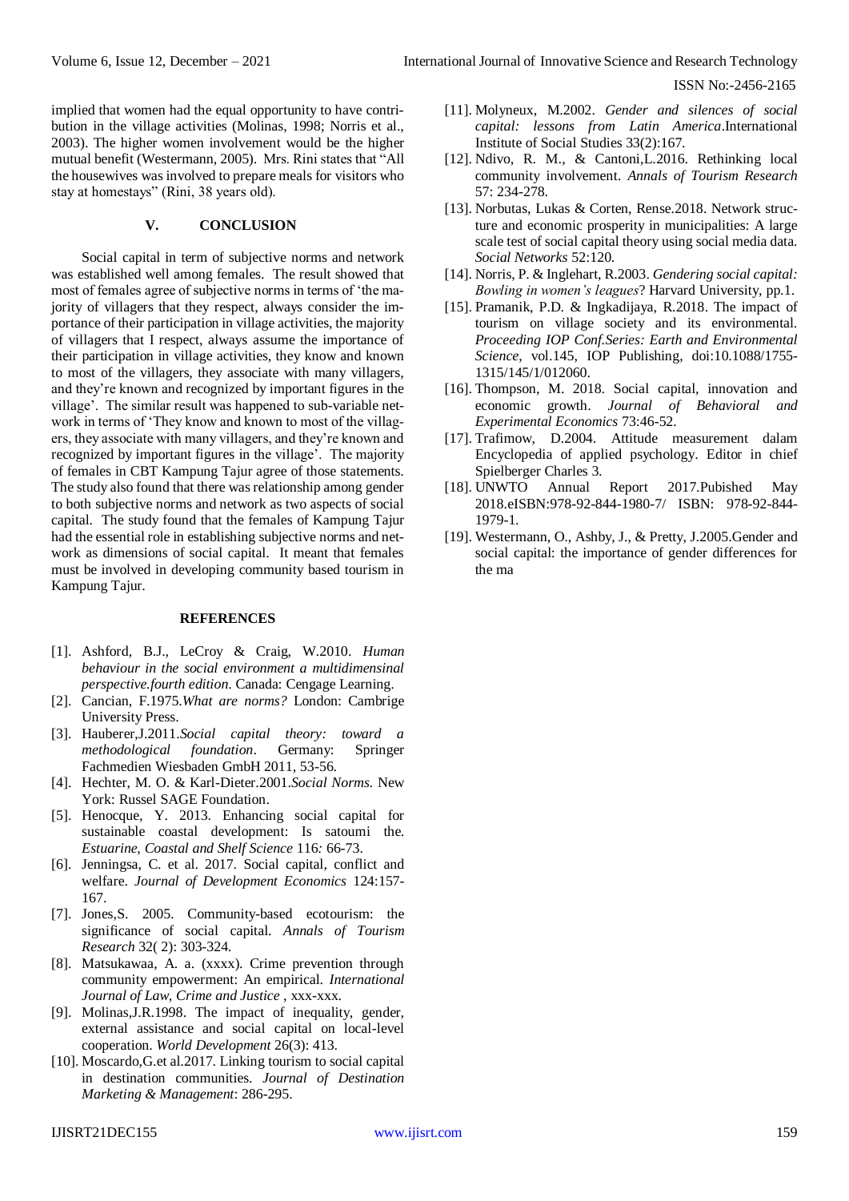implied that women had the equal opportunity to have contribution in the village activities (Molinas, 1998; Norris et al., 2003). The higher women involvement would be the higher mutual benefit (Westermann, 2005). Mrs. Rini states that "All the housewives was involved to prepare meals for visitors who stay at homestays" (Rini, 38 years old).

## V. CONCLUSION

Social capital in term of subjective norms and network was established well among females. The result showed that most of females agree of subjective norms in terms of 'the majority of villagers that they respect, always consider the importance of their participation in village activities, the majority of villagers that I respect, always assume the importance of their participation in village activities, they know and known to most of the villagers, they associate with many villagers, and they're known and recognized by important figures in the village'. The similar result was happened to sub-variable network in terms of 'They know and known to most of the villagers, they associate with many villagers, and they're known and recognized by important figures in the village'. The majority of females in CBT Kampung Tajur agree of those statements. The study also found that there was relationship among gender to both subjective norms and network as two aspects of social capital. The study found that the females of Kampung Tajur had the essential role in establishing subjective norms and network as dimensions of social capital. It meant that females must be involved in developing community based tourism in Kampung Tajur.

## REFERENCES

[1]. Ashford, B.J., LeCroy & Craig, W.2010. *Human behaviour in the social environment a multidimensinal perspective.fourth edition.* Canada: Cengage Learning.

[2]. Cancian, F.1975.*What are norms?* London: Cambrige University Press.

[3]. Hauberer,J.2011.*Social capital theory: toward a methodological foundation*. Germany: Springer Fachmedien Wiesbaden GmbH 2011, 53-56.

[4]. Hechter, M. O. & Karl-Dieter.2001.*Social Norms.* New York: Russel SAGE Foundation.

[5]. Henocque, Y. 2013. Enhancing social capital for sustainable coastal development: Is satoumi the. *Estuarine, Coastal and Shelf Science* 116*:* 66-73.

[6]. Jenningsa, C. et al. 2017. Social capital, conflict and welfare. *Journal of Development Economics* 124:157-167.

[7]. Jones,S. 2005. Community-based ecotourism: the significance of social capital. *Annals of Tourism Research* 32( 2): 303-324.

[8]. Matsukawaa, A. a. (xxxx). Crime prevention through community empowerment: An empirical. *International Journal of Law, Crime and Justice* , xxx-xxx.

[9]. Molinas,J.R.1998. The impact of inequality, gender, external assistance and social capital on local-level cooperation. *World Development* 26(3): 413.

[10]. Moscardo,G.et al.2017. Linking tourism to social capital in destination communities. *Journal of Destination Marketing & Management*: 286-295.

[11]. Molyneux, M.2002. *Gender and silences of social capital: lessons from Latin America*.International Institute of Social Studies 33(2):167.

[12]. Ndivo, R. M., & Cantoni,L.2016. Rethinking local community involvement. *Annals of Tourism Research* 57: 234-278.

[13]. Norbutas, Lukas & Corten, Rense.2018. Network structure and economic prosperity in municipalities: A large scale test of social capital theory using social media data. *Social Networks* 52:120.

[14]. Norris, P. & Inglehart, R.2003. *Gendering social capital: Bowling in women's leagues*? Harvard University, pp.1.

[15]. Pramanik, P.D. & Ingkadijaya, R.2018. The impact of tourism on village society and its environmental. *Proceeding IOP Conf.Series: Earth and Environmental Science*, vol.145, IOP Publishing, doi:10.1088/1755-1315/145/1/012060.

[16]. Thompson, M. 2018. Social capital, innovation and economic growth. *Journal of Behavioral and Experimental Economics* 73:46-52.

[17]. Trafimow, D.2004. Attitude measurement dalam Encyclopedia of applied psychology. Editor in chief Spielberger Charles 3.

[18]. UNWTO Annual Report 2017.Pubished May 2018.eISBN:978-92-844-1980-7/ ISBN: 978-92-844-1979-1.

[19]. Westermann, O., Ashby, J., & Pretty, J.2005.Gender and social capital: the importance of gender differences for the ma